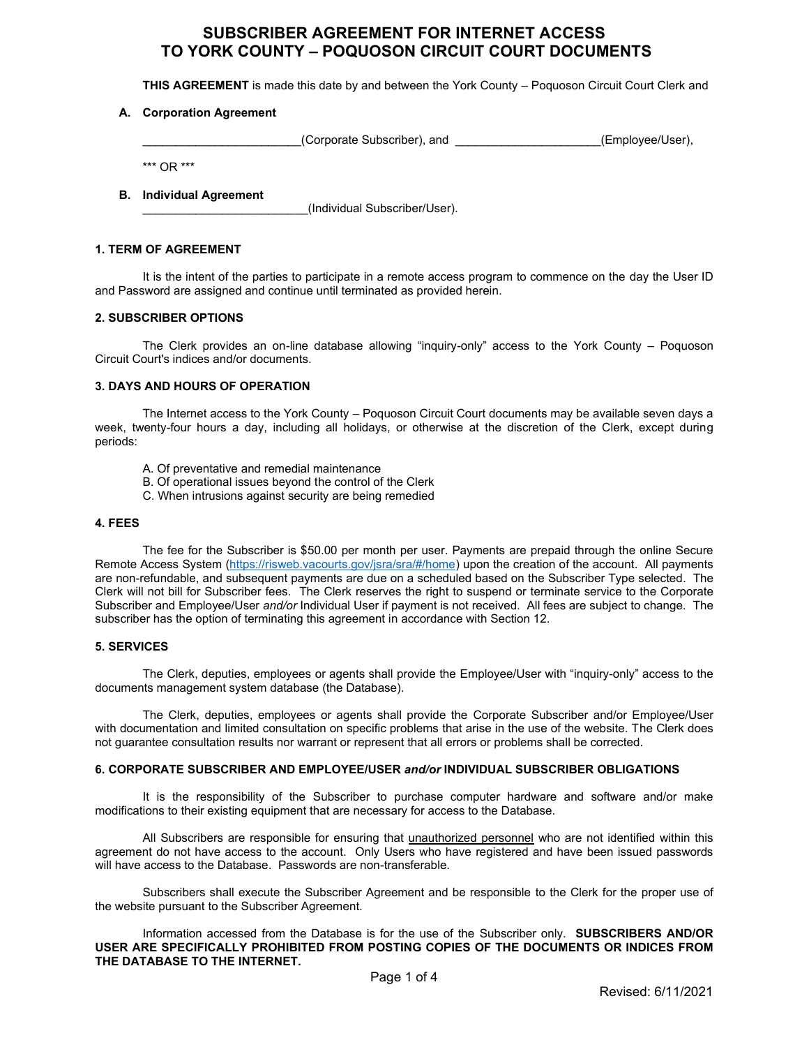# SUBSCRIBER AGREEMENT FOR INTERNET ACCESS TO YORK COUNTY – POQUOSON CIRCUIT COURT DOCUMENTS

**THIS AGREEMENT** is made this date by and between the York County – Poquoson Circuit Court Clerk and

**A. Corporation Agreement**

________________________(Corporate Subscriber), and ______________________(Employee/User),

*** OR ***

**B. Individual Agreement**

__________________________(Individual Subscriber/User).

### 1. TERM OF AGREEMENT

It is the intent of the parties to participate in a remote access program to commence on the day the User ID and Password are assigned and continue until terminated as provided herein.

### 2. SUBSCRIBER OPTIONS

The Clerk provides an on-line database allowing "inquiry-only" access to the York County – Poquoson Circuit Court's indices and/or documents.

### 3. DAYS AND HOURS OF OPERATION

The Internet access to the York County – Poquoson Circuit Court documents may be available seven days a week, twenty-four hours a day, including all holidays, or otherwise at the discretion of the Clerk, except during periods:

A. Of preventative and remedial maintenance
B. Of operational issues beyond the control of the Clerk
C. When intrusions against security are being remedied

### 4. FEES

The fee for the Subscriber is $50.00 per month per user. Payments are prepaid through the online Secure Remote Access System (https://risweb.vacourts.gov/jsra/sra/#/home) upon the creation of the account. All payments are non-refundable, and subsequent payments are due on a scheduled based on the Subscriber Type selected. The Clerk will not bill for Subscriber fees. The Clerk reserves the right to suspend or terminate service to the Corporate Subscriber and Employee/User *and/or* Individual User if payment is not received. All fees are subject to change. The subscriber has the option of terminating this agreement in accordance with Section 12.

### 5. SERVICES

The Clerk, deputies, employees or agents shall provide the Employee/User with "inquiry-only" access to the documents management system database (the Database).

The Clerk, deputies, employees or agents shall provide the Corporate Subscriber and/or Employee/User with documentation and limited consultation on specific problems that arise in the use of the website. The Clerk does not guarantee consultation results nor warrant or represent that all errors or problems shall be corrected.

### 6. CORPORATE SUBSCRIBER AND EMPLOYEE/USER *and/or* INDIVIDUAL SUBSCRIBER OBLIGATIONS

It is the responsibility of the Subscriber to purchase computer hardware and software and/or make modifications to their existing equipment that are necessary for access to the Database.

All Subscribers are responsible for ensuring that unauthorized personnel who are not identified within this agreement do not have access to the account. Only Users who have registered and have been issued passwords will have access to the Database. Passwords are non-transferable.

Subscribers shall execute the Subscriber Agreement and be responsible to the Clerk for the proper use of the website pursuant to the Subscriber Agreement.

Information accessed from the Database is for the use of the Subscriber only. **SUBSCRIBERS AND/OR USER ARE SPECIFICALLY PROHIBITED FROM POSTING COPIES OF THE DOCUMENTS OR INDICES FROM THE DATABASE TO THE INTERNET.**

Revised: 6/11/2021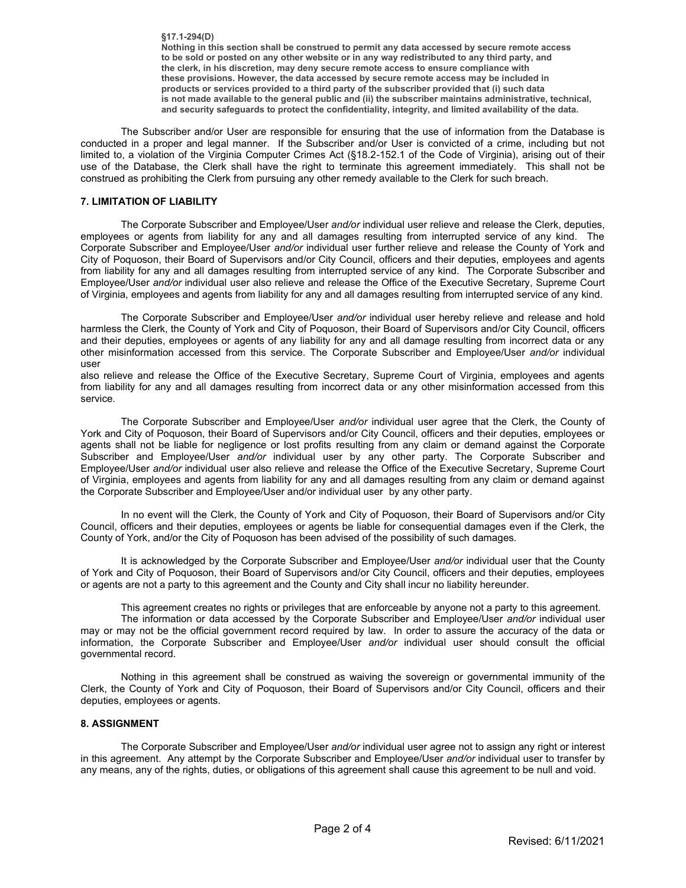**§17.1-294(D)**
**Nothing in this section shall be construed to permit any data accessed by secure remote access to be sold or posted on any other website or in any way redistributed to any third party, and the clerk, in his discretion, may deny secure remote access to ensure compliance with these provisions. However, the data accessed by secure remote access may be included in products or services provided to a third party of the subscriber provided that (i) such data is not made available to the general public and (ii) the subscriber maintains administrative, technical, and security safeguards to protect the confidentiality, integrity, and limited availability of the data.**

The Subscriber and/or User are responsible for ensuring that the use of information from the Database is conducted in a proper and legal manner. If the Subscriber and/or User is convicted of a crime, including but not limited to, a violation of the Virginia Computer Crimes Act (§18.2-152.1 of the Code of Virginia), arising out of their use of the Database, the Clerk shall have the right to terminate this agreement immediately. This shall not be construed as prohibiting the Clerk from pursuing any other remedy available to the Clerk for such breach.

### 7. LIMITATION OF LIABILITY

The Corporate Subscriber and Employee/User *and/or* individual user relieve and release the Clerk, deputies, employees or agents from liability for any and all damages resulting from interrupted service of any kind. The Corporate Subscriber and Employee/User *and/or* individual user further relieve and release the County of York and City of Poquoson, their Board of Supervisors and/or City Council, officers and their deputies, employees and agents from liability for any and all damages resulting from interrupted service of any kind. The Corporate Subscriber and Employee/User *and/or* individual user also relieve and release the Office of the Executive Secretary, Supreme Court of Virginia, employees and agents from liability for any and all damages resulting from interrupted service of any kind.

The Corporate Subscriber and Employee/User *and/or* individual user hereby relieve and release and hold harmless the Clerk, the County of York and City of Poquoson, their Board of Supervisors and/or City Council, officers and their deputies, employees or agents of any liability for any and all damage resulting from incorrect data or any other misinformation accessed from this service. The Corporate Subscriber and Employee/User *and/or* individual user also relieve and release the Office of the Executive Secretary, Supreme Court of Virginia, employees and agents from liability for any and all damages resulting from incorrect data or any other misinformation accessed from this service.

The Corporate Subscriber and Employee/User *and/or* individual user agree that the Clerk, the County of York and City of Poquoson, their Board of Supervisors and/or City Council, officers and their deputies, employees or agents shall not be liable for negligence or lost profits resulting from any claim or demand against the Corporate Subscriber and Employee/User *and/or* individual user by any other party. The Corporate Subscriber and Employee/User *and/or* individual user also relieve and release the Office of the Executive Secretary, Supreme Court of Virginia, employees and agents from liability for any and all damages resulting from any claim or demand against the Corporate Subscriber and Employee/User and/or individual user by any other party.

In no event will the Clerk, the County of York and City of Poquoson, their Board of Supervisors and/or City Council, officers and their deputies, employees or agents be liable for consequential damages even if the Clerk, the County of York, and/or the City of Poquoson has been advised of the possibility of such damages.

It is acknowledged by the Corporate Subscriber and Employee/User *and/or* individual user that the County of York and City of Poquoson, their Board of Supervisors and/or City Council, officers and their deputies, employees or agents are not a party to this agreement and the County and City shall incur no liability hereunder.

This agreement creates no rights or privileges that are enforceable by anyone not a party to this agreement.

The information or data accessed by the Corporate Subscriber and Employee/User *and/or* individual user may or may not be the official government record required by law. In order to assure the accuracy of the data or information, the Corporate Subscriber and Employee/User *and/or* individual user should consult the official governmental record.

Nothing in this agreement shall be construed as waiving the sovereign or governmental immunity of the Clerk, the County of York and City of Poquoson, their Board of Supervisors and/or City Council, officers and their deputies, employees or agents.

### 8. ASSIGNMENT

The Corporate Subscriber and Employee/User *and/or* individual user agree not to assign any right or interest in this agreement. Any attempt by the Corporate Subscriber and Employee/User *and/or* individual user to transfer by any means, any of the rights, duties, or obligations of this agreement shall cause this agreement to be null and void.

Revised: 6/11/2021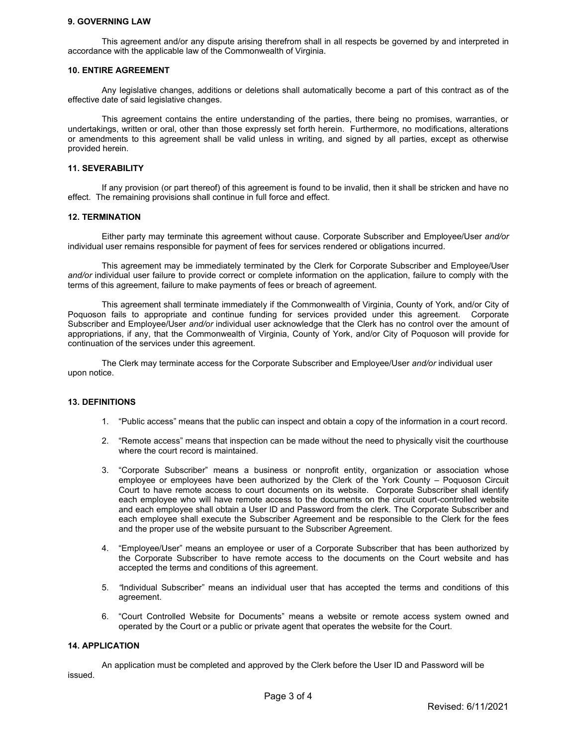**9. GOVERNING LAW**

This agreement and/or any dispute arising therefrom shall in all respects be governed by and interpreted in accordance with the applicable law of the Commonwealth of Virginia.

**10. ENTIRE AGREEMENT**

Any legislative changes, additions or deletions shall automatically become a part of this contract as of the effective date of said legislative changes.

This agreement contains the entire understanding of the parties, there being no promises, warranties, or undertakings, written or oral, other than those expressly set forth herein. Furthermore, no modifications, alterations or amendments to this agreement shall be valid unless in writing, and signed by all parties, except as otherwise provided herein.

**11. SEVERABILITY**

If any provision (or part thereof) of this agreement is found to be invalid, then it shall be stricken and have no effect. The remaining provisions shall continue in full force and effect.

**12. TERMINATION**

Either party may terminate this agreement without cause. Corporate Subscriber and Employee/User *and/or* individual user remains responsible for payment of fees for services rendered or obligations incurred.

This agreement may be immediately terminated by the Clerk for Corporate Subscriber and Employee/User *and/or* individual user failure to provide correct or complete information on the application, failure to comply with the terms of this agreement, failure to make payments of fees or breach of agreement.

This agreement shall terminate immediately if the Commonwealth of Virginia, County of York, and/or City of Poquoson fails to appropriate and continue funding for services provided under this agreement. Corporate Subscriber and Employee/User *and/or* individual user acknowledge that the Clerk has no control over the amount of appropriations, if any, that the Commonwealth of Virginia, County of York, and/or City of Poquoson will provide for continuation of the services under this agreement.

The Clerk may terminate access for the Corporate Subscriber and Employee/User *and/or* individual user upon notice.

**13. DEFINITIONS**

1. "Public access" means that the public can inspect and obtain a copy of the information in a court record.
2. "Remote access" means that inspection can be made without the need to physically visit the courthouse where the court record is maintained.
3. "Corporate Subscriber" means a business or nonprofit entity, organization or association whose employee or employees have been authorized by the Clerk of the York County – Poquoson Circuit Court to have remote access to court documents on its website. Corporate Subscriber shall identify each employee who will have remote access to the documents on the circuit court-controlled website and each employee shall obtain a User ID and Password from the clerk. The Corporate Subscriber and each employee shall execute the Subscriber Agreement and be responsible to the Clerk for the fees and the proper use of the website pursuant to the Subscriber Agreement.
4. "Employee/User" means an employee or user of a Corporate Subscriber that has been authorized by the Corporate Subscriber to have remote access to the documents on the Court website and has accepted the terms and conditions of this agreement.
5. "Individual Subscriber" means an individual user that has accepted the terms and conditions of this agreement.
6. "Court Controlled Website for Documents" means a website or remote access system owned and operated by the Court or a public or private agent that operates the website for the Court.

**14. APPLICATION**

An application must be completed and approved by the Clerk before the User ID and Password will be issued.

Revised: 6/11/2021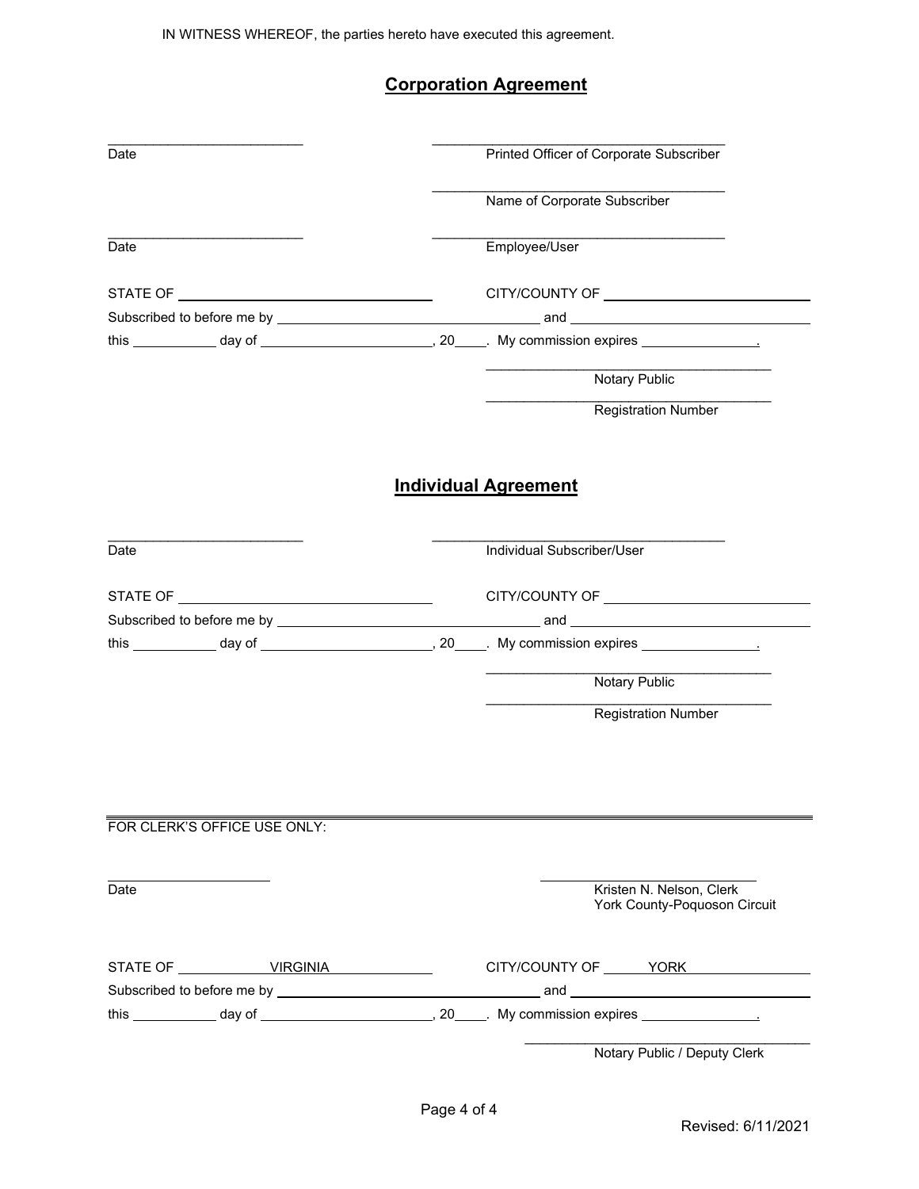IN WITNESS WHEREOF, the parties hereto have executed this agreement.

## Corporation Agreement

| | |
|---|---|
| ______________________ Date | ______________________ Printed Officer of Corporate Subscriber |
| | ______________________ Name of Corporate Subscriber |
| ______________________ Date | ______________________ Employee/User |

STATE OF ______________________ CITY/COUNTY OF ______________________

Subscribed to before me by ______________________ and ______________________

this ________ day of ______________________, 20____. My commission expires ______________.

______________________
Notary Public

______________________
Registration Number

## Individual Agreement

| | |
|---|---|
| ______________________ Date | ______________________ Individual Subscriber/User |

STATE OF ______________________ CITY/COUNTY OF ______________________

Subscribed to before me by ______________________ and ______________________

this ________ day of ______________________, 20____. My commission expires ______________.

______________________
Notary Public

______________________
Registration Number

---

FOR CLERK'S OFFICE USE ONLY:

| | |
|---|---|
| ______________________ Date | ______________________ Kristen N. Nelson, Clerk York County-Poquoson Circuit |

STATE OF VIRGINIA CITY/COUNTY OF YORK

Subscribed to before me by ______________________ and ______________________

this ________ day of ______________________, 20____. My commission expires ______________.

______________________
Notary Public / Deputy Clerk

Revised: 6/11/2021